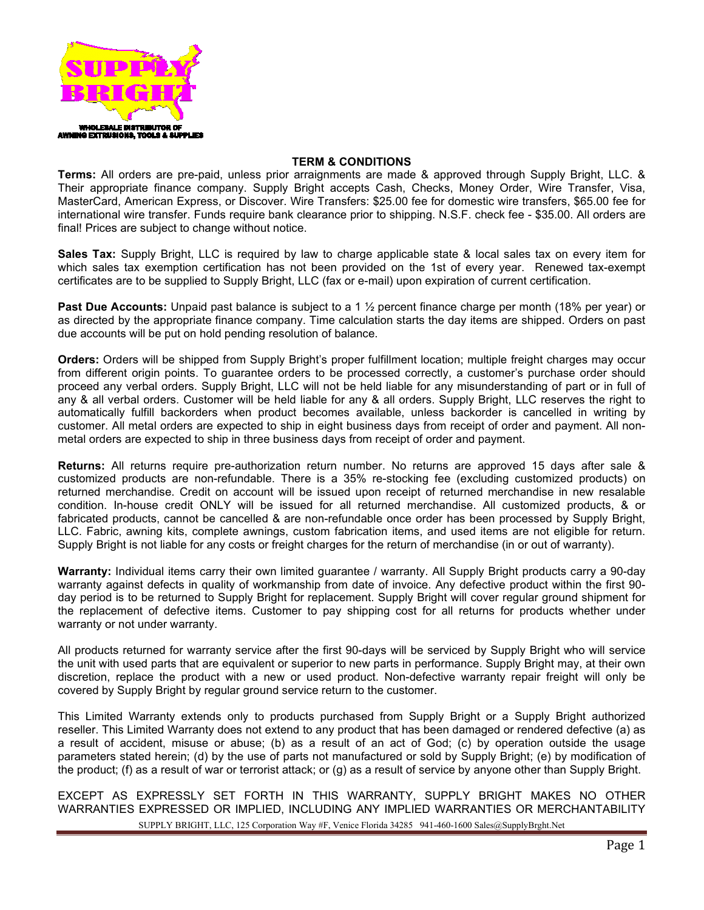# TERM & CONDITIONS

**Terms:** All orders are pre-paid, unless prior arraignments are made & approved through Supply Bright, LLC. & Their appropriate finance company. Supply Bright accepts Cash, Checks, Money Order, Wire Transfer, Visa, MasterCard, American Express, or Discover. Wire Transfers: $25.00 fee for domestic wire transfers, $65.00 fee for international wire transfer. Funds require bank clearance prior to shipping. N.S.F. check fee - $35.00. All orders are final! Prices are subject to change without notice.

**Sales Tax:** Supply Bright, LLC is required by law to charge applicable state & local sales tax on every item for which sales tax exemption certification has not been provided on the 1st of every year. Renewed tax-exempt certificates are to be supplied to Supply Bright, LLC (fax or e-mail) upon expiration of current certification.

**Past Due Accounts:** Unpaid past balance is subject to a 1 ½ percent finance charge per month (18% per year) or as directed by the appropriate finance company. Time calculation starts the day items are shipped. Orders on past due accounts will be put on hold pending resolution of balance.

**Orders:** Orders will be shipped from Supply Bright's proper fulfillment location; multiple freight charges may occur from different origin points. To guarantee orders to be processed correctly, a customer's purchase order should proceed any verbal orders. Supply Bright, LLC will not be held liable for any misunderstanding of part or in full of any & all verbal orders. Customer will be held liable for any & all orders. Supply Bright, LLC reserves the right to automatically fulfill backorders when product becomes available, unless backorder is cancelled in writing by customer. All metal orders are expected to ship in eight business days from receipt of order and payment. All non-metal orders are expected to ship in three business days from receipt of order and payment.

**Returns:** All returns require pre-authorization return number. No returns are approved 15 days after sale & customized products are non-refundable. There is a 35% re-stocking fee (excluding customized products) on returned merchandise. Credit on account will be issued upon receipt of returned merchandise in new resalable condition. In-house credit ONLY will be issued for all returned merchandise. All customized products, & or fabricated products, cannot be cancelled & are non-refundable once order has been processed by Supply Bright, LLC. Fabric, awning kits, complete awnings, custom fabrication items, and used items are not eligible for return. Supply Bright is not liable for any costs or freight charges for the return of merchandise (in or out of warranty).

**Warranty:** Individual items carry their own limited guarantee / warranty. All Supply Bright products carry a 90-day warranty against defects in quality of workmanship from date of invoice. Any defective product within the first 90-day period is to be returned to Supply Bright for replacement. Supply Bright will cover regular ground shipment for the replacement of defective items. Customer to pay shipping cost for all returns for products whether under warranty or not under warranty.

All products returned for warranty service after the first 90-days will be serviced by Supply Bright who will service the unit with used parts that are equivalent or superior to new parts in performance. Supply Bright may, at their own discretion, replace the product with a new or used product. Non-defective warranty repair freight will only be covered by Supply Bright by regular ground service return to the customer.

This Limited Warranty extends only to products purchased from Supply Bright or a Supply Bright authorized reseller. This Limited Warranty does not extend to any product that has been damaged or rendered defective (a) as a result of accident, misuse or abuse; (b) as a result of an act of God; (c) by operation outside the usage parameters stated herein; (d) by the use of parts not manufactured or sold by Supply Bright; (e) by modification of the product; (f) as a result of war or terrorist attack; or (g) as a result of service by anyone other than Supply Bright.

EXCEPT AS EXPRESSLY SET FORTH IN THIS WARRANTY, SUPPLY BRIGHT MAKES NO OTHER WARRANTIES EXPRESSED OR IMPLIED, INCLUDING ANY IMPLIED WARRANTIES OR MERCHANTABILITY

SUPPLY BRIGHT, LLC, 125 Corporation Way #F, Venice Florida 34285 941-460-1600 Sales@SupplyBrght.Net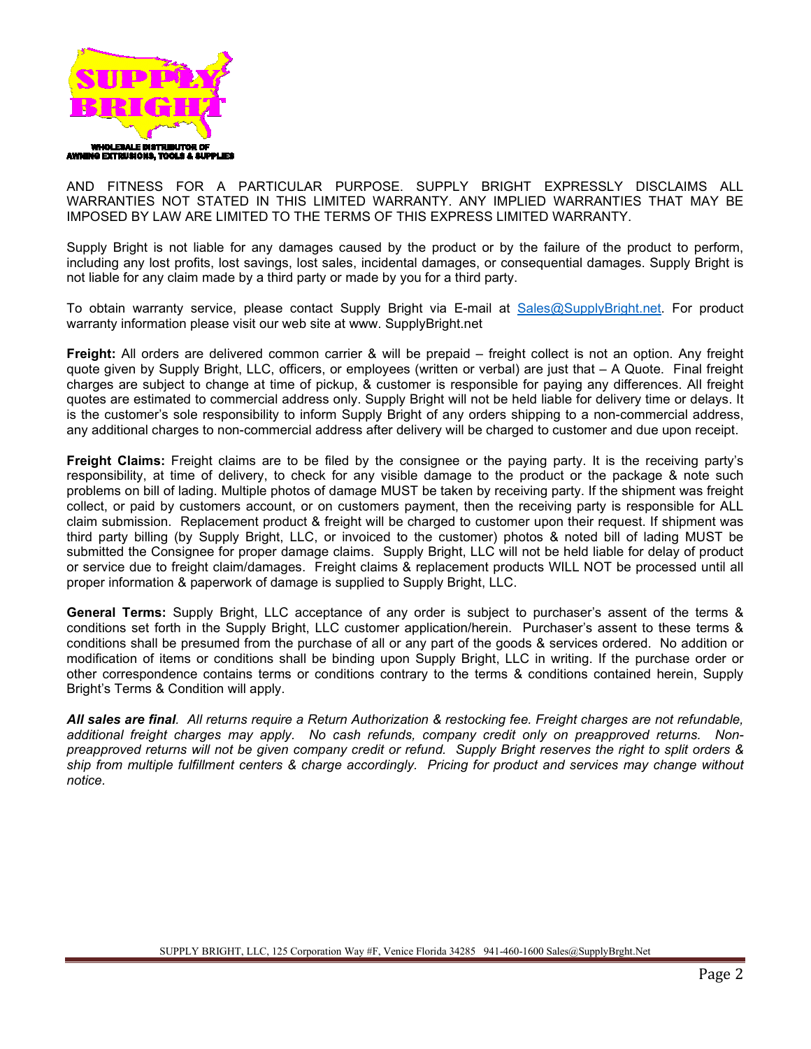AND FITNESS FOR A PARTICULAR PURPOSE. SUPPLY BRIGHT EXPRESSLY DISCLAIMS ALL WARRANTIES NOT STATED IN THIS LIMITED WARRANTY. ANY IMPLIED WARRANTIES THAT MAY BE IMPOSED BY LAW ARE LIMITED TO THE TERMS OF THIS EXPRESS LIMITED WARRANTY.

Supply Bright is not liable for any damages caused by the product or by the failure of the product to perform, including any lost profits, lost savings, lost sales, incidental damages, or consequential damages. Supply Bright is not liable for any claim made by a third party or made by you for a third party.

To obtain warranty service, please contact Supply Bright via E-mail at Sales@SupplyBright.net. For product warranty information please visit our web site at www. SupplyBright.net

**Freight:** All orders are delivered common carrier & will be prepaid – freight collect is not an option. Any freight quote given by Supply Bright, LLC, officers, or employees (written or verbal) are just that – A Quote. Final freight charges are subject to change at time of pickup, & customer is responsible for paying any differences. All freight quotes are estimated to commercial address only. Supply Bright will not be held liable for delivery time or delays. It is the customer's sole responsibility to inform Supply Bright of any orders shipping to a non-commercial address, any additional charges to non-commercial address after delivery will be charged to customer and due upon receipt.

**Freight Claims:** Freight claims are to be filed by the consignee or the paying party. It is the receiving party's responsibility, at time of delivery, to check for any visible damage to the product or the package & note such problems on bill of lading. Multiple photos of damage MUST be taken by receiving party. If the shipment was freight collect, or paid by customers account, or on customers payment, then the receiving party is responsible for ALL claim submission. Replacement product & freight will be charged to customer upon their request. If shipment was third party billing (by Supply Bright, LLC, or invoiced to the customer) photos & noted bill of lading MUST be submitted the Consignee for proper damage claims. Supply Bright, LLC will not be held liable for delay of product or service due to freight claim/damages. Freight claims & replacement products WILL NOT be processed until all proper information & paperwork of damage is supplied to Supply Bright, LLC.

**General Terms:** Supply Bright, LLC acceptance of any order is subject to purchaser's assent of the terms & conditions set forth in the Supply Bright, LLC customer application/herein. Purchaser's assent to these terms & conditions shall be presumed from the purchase of all or any part of the goods & services ordered. No addition or modification of items or conditions shall be binding upon Supply Bright, LLC in writing. If the purchase order or other correspondence contains terms or conditions contrary to the terms & conditions contained herein, Supply Bright's Terms & Condition will apply.

***All sales are final***. *All returns require a Return Authorization & restocking fee. Freight charges are not refundable, additional freight charges may apply. No cash refunds, company credit only on preapproved returns. Non-preapproved returns will not be given company credit or refund. Supply Bright reserves the right to split orders & ship from multiple fulfillment centers & charge accordingly. Pricing for product and services may change without notice.*